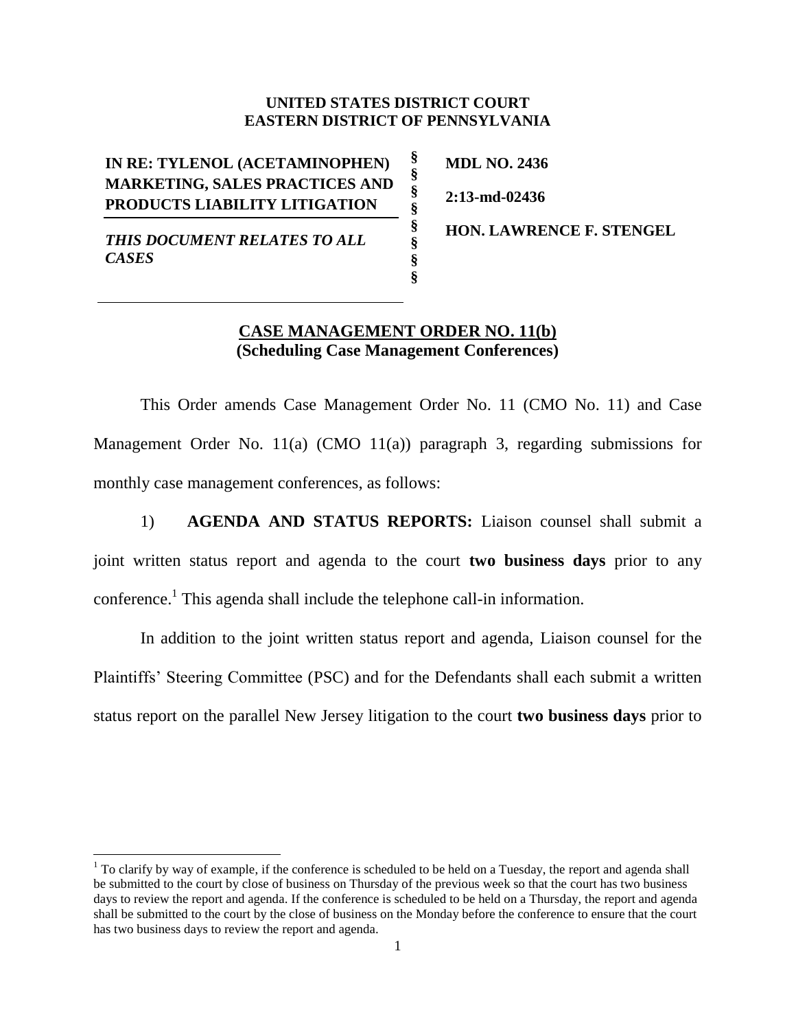**UNITED STATES DISTRICT COURT**
**EASTERN DISTRICT OF PENNSYLVANIA**

| | | |
|---|---|---|
| **IN RE: TYLENOL (ACETAMINOPHEN) MARKETING, SALES PRACTICES AND PRODUCTS LIABILITY LITIGATION** | § | **MDL NO. 2436** |
| | § | **2:13-md-02436** |
| ***THIS DOCUMENT RELATES TO ALL CASES*** | § | **HON. LAWRENCE F. STENGEL** |

**CASE MANAGEMENT ORDER NO. 11(b)**
**(Scheduling Case Management Conferences)**

This Order amends Case Management Order No. 11 (CMO No. 11) and Case Management Order No. 11(a) (CMO 11(a)) paragraph 3, regarding submissions for monthly case management conferences, as follows:

1) **AGENDA AND STATUS REPORTS:** Liaison counsel shall submit a joint written status report and agenda to the court **two business days** prior to any conference.[1] This agenda shall include the telephone call-in information.

In addition to the joint written status report and agenda, Liaison counsel for the Plaintiffs' Steering Committee (PSC) and for the Defendants shall each submit a written status report on the parallel New Jersey litigation to the court **two business days** prior to

[1] To clarify by way of example, if the conference is scheduled to be held on a Tuesday, the report and agenda shall be submitted to the court by close of business on Thursday of the previous week so that the court has two business days to review the report and agenda. If the conference is scheduled to be held on a Thursday, the report and agenda shall be submitted to the court by the close of business on the Monday before the conference to ensure that the court has two business days to review the report and agenda.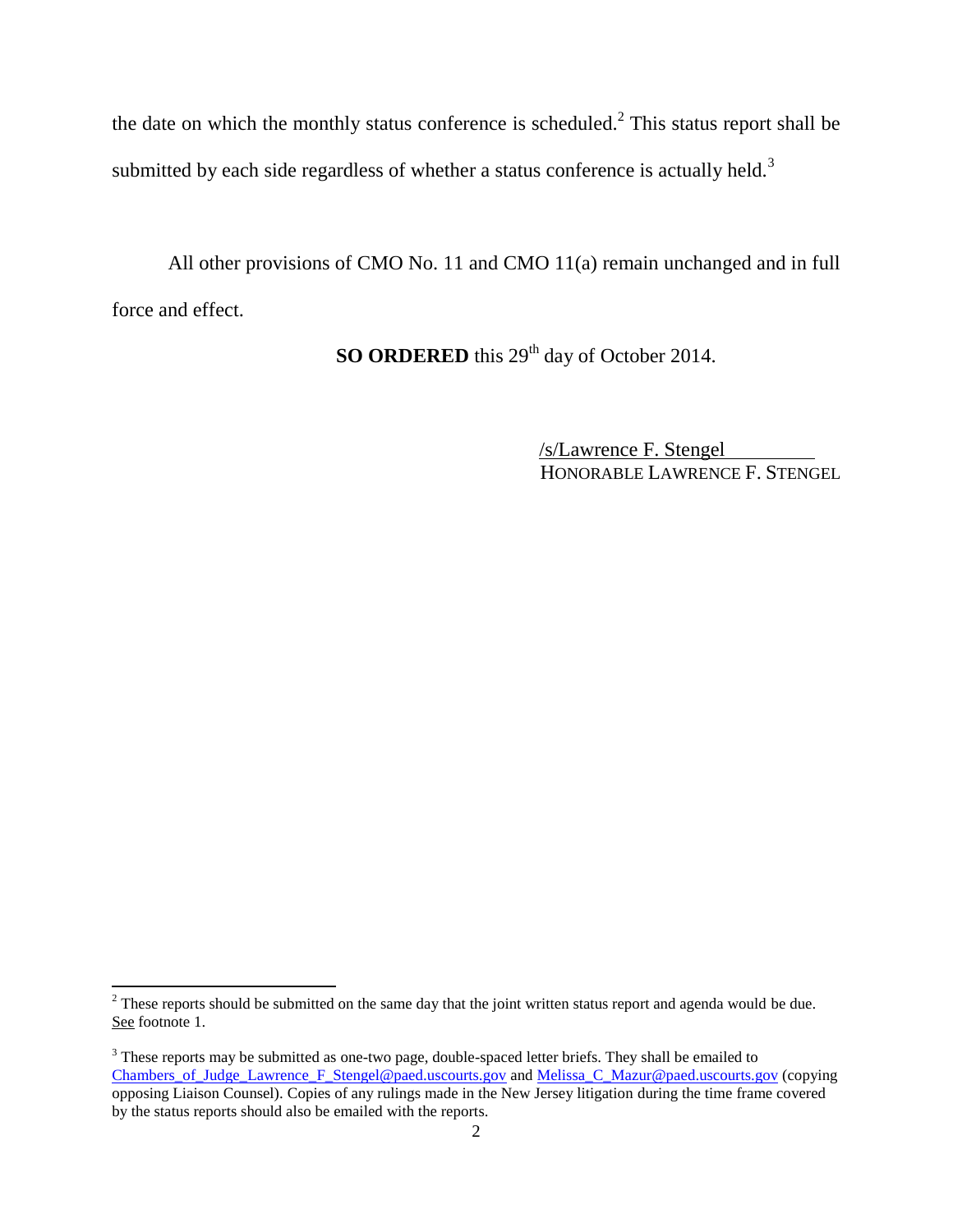the date on which the monthly status conference is scheduled.[2] This status report shall be submitted by each side regardless of whether a status conference is actually held.[3]

All other provisions of CMO No. 11 and CMO 11(a) remain unchanged and in full force and effect.

**SO ORDERED** this 29th day of October 2014.

/s/Lawrence F. Stengel
HONORABLE LAWRENCE F. STENGEL

---

[2] These reports should be submitted on the same day that the joint written status report and agenda would be due. See footnote 1.

[3] These reports may be submitted as one-two page, double-spaced letter briefs. They shall be emailed to Chambers_of_Judge_Lawrence_F_Stengel@paed.uscourts.gov and Melissa_C_Mazur@paed.uscourts.gov (copying opposing Liaison Counsel). Copies of any rulings made in the New Jersey litigation during the time frame covered by the status reports should also be emailed with the reports.